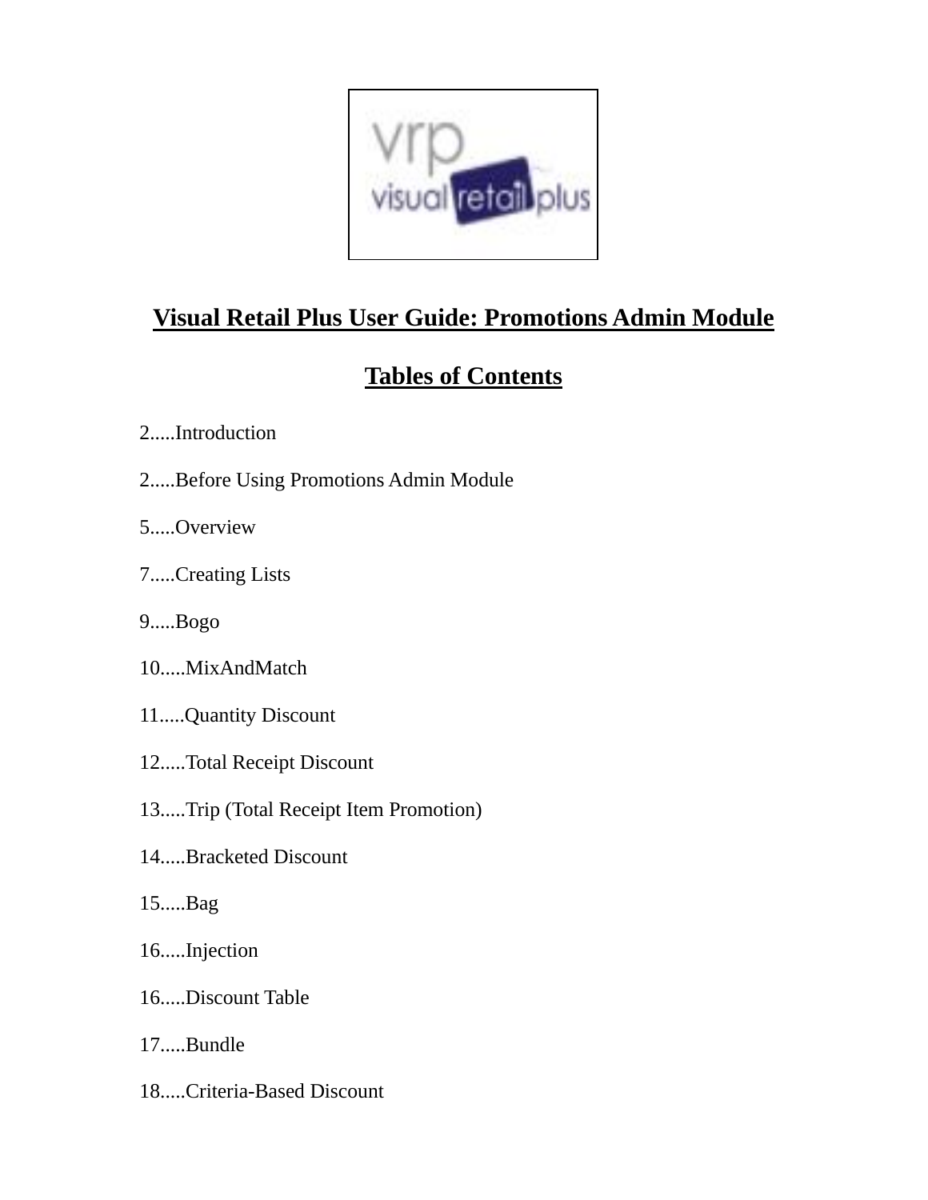# Visual Retail Plus User Guide: Promotions Admin Module

## Tables of Contents

2.....Introduction

2.....Before Using Promotions Admin Module

5.....Overview

7.....Creating Lists

9.....Bogo

10.....MixAndMatch

11.....Quantity Discount

12.....Total Receipt Discount

13.....Trip (Total Receipt Item Promotion)

14.....Bracketed Discount

15.....Bag

16.....Injection

16.....Discount Table

17.....Bundle

18.....Criteria-Based Discount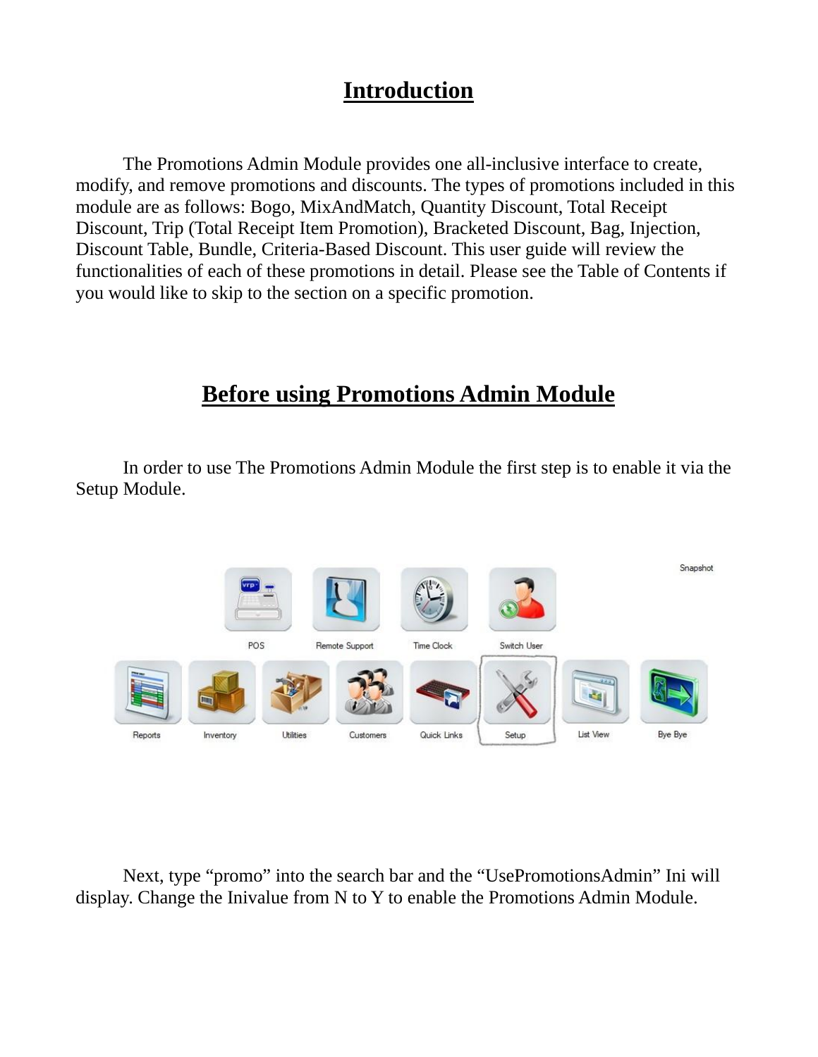# Introduction

The Promotions Admin Module provides one all-inclusive interface to create, modify, and remove promotions and discounts. The types of promotions included in this module are as follows: Bogo, MixAndMatch, Quantity Discount, Total Receipt Discount, Trip (Total Receipt Item Promotion), Bracketed Discount, Bag, Injection, Discount Table, Bundle, Criteria-Based Discount. This user guide will review the functionalities of each of these promotions in detail. Please see the Table of Contents if you would like to skip to the section on a specific promotion.

# Before using Promotions Admin Module

In order to use The Promotions Admin Module the first step is to enable it via the Setup Module.

Next, type “promo” into the search bar and the “UsePromotionsAdmin” Ini will display. Change the Inivalue from N to Y to enable the Promotions Admin Module.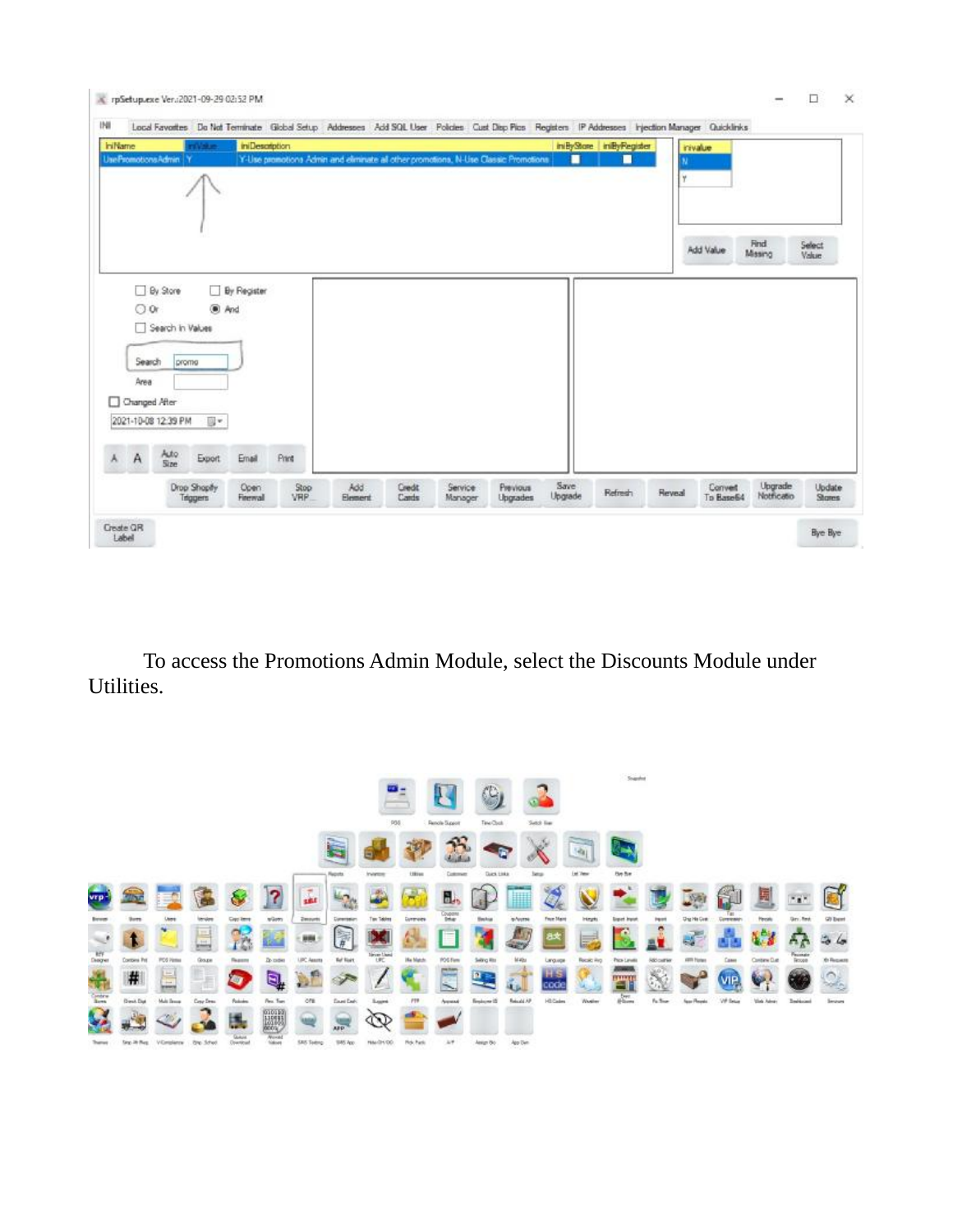To access the Promotions Admin Module, select the Discounts Module under Utilities.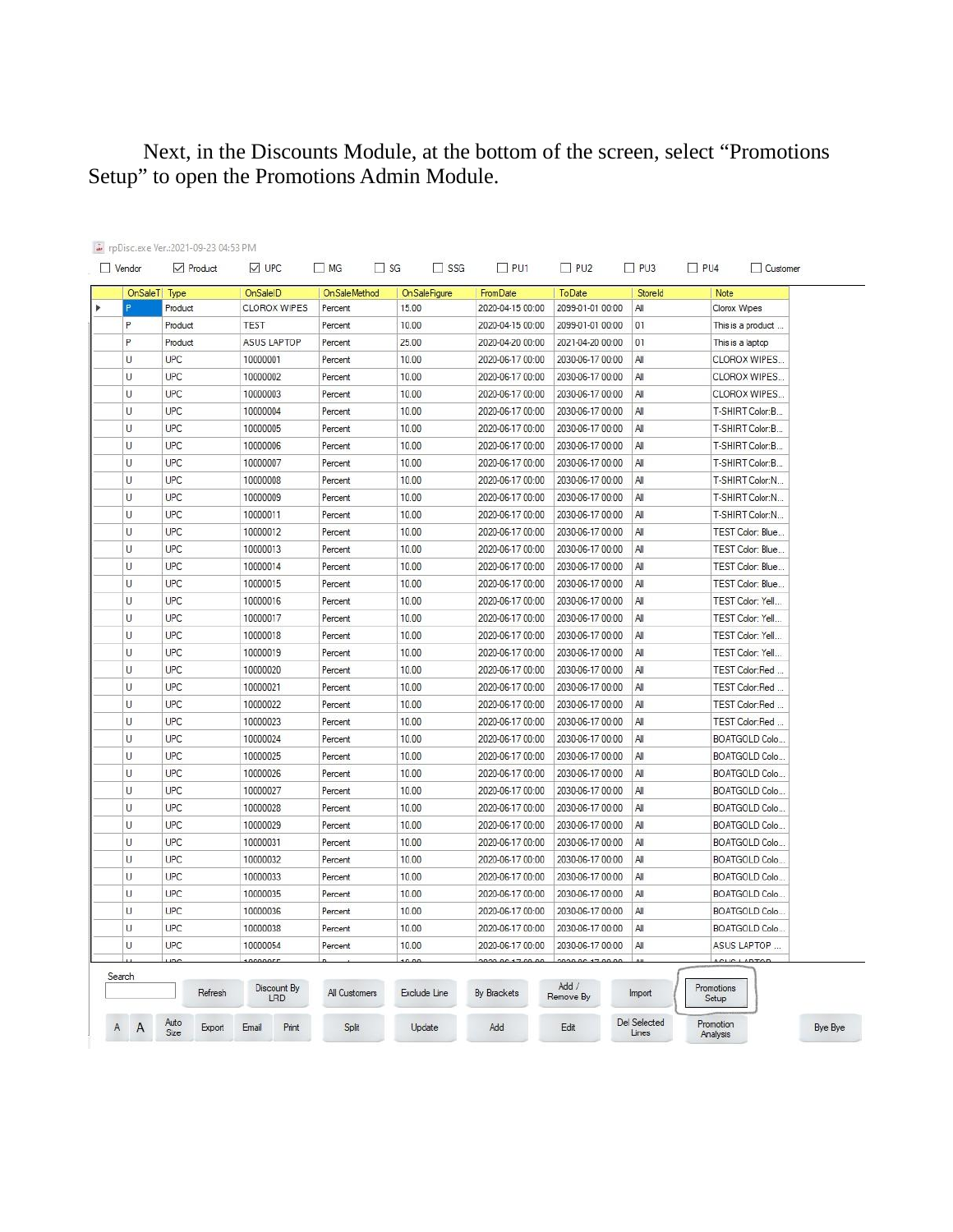Next, in the Discounts Module, at the bottom of the screen, select “Promotions Setup” to open the Promotions Admin Module.

rpDisc.exe Ver.:2021-09-23 04:53 PM

☐ Vendor ☑ Product ☑ UPC ☐ MG ☐ SG ☐ SSG ☐ PU1 ☐ PU2 ☐ PU3 ☐ PU4 ☐ Customer

| OnSaleT | Type | OnSaleID | OnSaleMethod | OnSaleFigure | FromDate | ToDate | StoreId | Note |
|---|---|---|---|---|---|---|---|---|
| P | Product | CLOROX WIPES | Percent | 15.00 | 2020-04-15 00:00 | 2099-01-01 00:00 | All | Clorox Wipes |
| P | Product | TEST | Percent | 10.00 | 2020-04-15 00:00 | 2099-01-01 00:00 | 01 | This is a product ... |
| P | Product | ASUS LAPTOP | Percent | 25.00 | 2020-04-20 00:00 | 2021-04-20 00:00 | 01 | This is a laptop |
| U | UPC | 10000001 | Percent | 10.00 | 2020-06-17 00:00 | 2030-06-17 00:00 | All | CLOROX WIPES... |
| U | UPC | 10000002 | Percent | 10.00 | 2020-06-17 00:00 | 2030-06-17 00:00 | All | CLOROX WIPES... |
| U | UPC | 10000003 | Percent | 10.00 | 2020-06-17 00:00 | 2030-06-17 00:00 | All | CLOROX WIPES... |
| U | UPC | 10000004 | Percent | 10.00 | 2020-06-17 00:00 | 2030-06-17 00:00 | All | T-SHIRT Color:B... |
| U | UPC | 10000005 | Percent | 10.00 | 2020-06-17 00:00 | 2030-06-17 00:00 | All | T-SHIRT Color:B... |
| U | UPC | 10000006 | Percent | 10.00 | 2020-06-17 00:00 | 2030-06-17 00:00 | All | T-SHIRT Color:B... |
| U | UPC | 10000007 | Percent | 10.00 | 2020-06-17 00:00 | 2030-06-17 00:00 | All | T-SHIRT Color:B... |
| U | UPC | 10000008 | Percent | 10.00 | 2020-06-17 00:00 | 2030-06-17 00:00 | All | T-SHIRT Color:N... |
| U | UPC | 10000009 | Percent | 10.00 | 2020-06-17 00:00 | 2030-06-17 00:00 | All | T-SHIRT Color:N... |
| U | UPC | 10000011 | Percent | 10.00 | 2020-06-17 00:00 | 2030-06-17 00:00 | All | T-SHIRT Color:N... |
| U | UPC | 10000012 | Percent | 10.00 | 2020-06-17 00:00 | 2030-06-17 00:00 | All | TEST Color: Blue... |
| U | UPC | 10000013 | Percent | 10.00 | 2020-06-17 00:00 | 2030-06-17 00:00 | All | TEST Color: Blue... |
| U | UPC | 10000014 | Percent | 10.00 | 2020-06-17 00:00 | 2030-06-17 00:00 | All | TEST Color: Blue... |
| U | UPC | 10000015 | Percent | 10.00 | 2020-06-17 00:00 | 2030-06-17 00:00 | All | TEST Color: Blue... |
| U | UPC | 10000016 | Percent | 10.00 | 2020-06-17 00:00 | 2030-06-17 00:00 | All | TEST Color: Yell... |
| U | UPC | 10000017 | Percent | 10.00 | 2020-06-17 00:00 | 2030-06-17 00:00 | All | TEST Color: Yell... |
| U | UPC | 10000018 | Percent | 10.00 | 2020-06-17 00:00 | 2030-06-17 00:00 | All | TEST Color: Yell... |
| U | UPC | 10000019 | Percent | 10.00 | 2020-06-17 00:00 | 2030-06-17 00:00 | All | TEST Color: Yell... |
| U | UPC | 10000020 | Percent | 10.00 | 2020-06-17 00:00 | 2030-06-17 00:00 | All | TEST Color:Red ... |
| U | UPC | 10000021 | Percent | 10.00 | 2020-06-17 00:00 | 2030-06-17 00:00 | All | TEST Color:Red ... |
| U | UPC | 10000022 | Percent | 10.00 | 2020-06-17 00:00 | 2030-06-17 00:00 | All | TEST Color:Red ... |
| U | UPC | 10000023 | Percent | 10.00 | 2020-06-17 00:00 | 2030-06-17 00:00 | All | TEST Color:Red ... |
| U | UPC | 10000024 | Percent | 10.00 | 2020-06-17 00:00 | 2030-06-17 00:00 | All | BOATGOLD Colo... |
| U | UPC | 10000025 | Percent | 10.00 | 2020-06-17 00:00 | 2030-06-17 00:00 | All | BOATGOLD Colo... |
| U | UPC | 10000026 | Percent | 10.00 | 2020-06-17 00:00 | 2030-06-17 00:00 | All | BOATGOLD Colo... |
| U | UPC | 10000027 | Percent | 10.00 | 2020-06-17 00:00 | 2030-06-17 00:00 | All | BOATGOLD Colo... |
| U | UPC | 10000028 | Percent | 10.00 | 2020-06-17 00:00 | 2030-06-17 00:00 | All | BOATGOLD Colo... |
| U | UPC | 10000029 | Percent | 10.00 | 2020-06-17 00:00 | 2030-06-17 00:00 | All | BOATGOLD Colo... |
| U | UPC | 10000031 | Percent | 10.00 | 2020-06-17 00:00 | 2030-06-17 00:00 | All | BOATGOLD Colo... |
| U | UPC | 10000032 | Percent | 10.00 | 2020-06-17 00:00 | 2030-06-17 00:00 | All | BOATGOLD Colo... |
| U | UPC | 10000033 | Percent | 10.00 | 2020-06-17 00:00 | 2030-06-17 00:00 | All | BOATGOLD Colo... |
| U | UPC | 10000035 | Percent | 10.00 | 2020-06-17 00:00 | 2030-06-17 00:00 | All | BOATGOLD Colo... |
| U | UPC | 10000036 | Percent | 10.00 | 2020-06-17 00:00 | 2030-06-17 00:00 | All | BOATGOLD Colo... |
| U | UPC | 10000038 | Percent | 10.00 | 2020-06-17 00:00 | 2030-06-17 00:00 | All | BOATGOLD Colo... |
| U | UPC | 10000054 | Percent | 10.00 | 2020-06-17 00:00 | 2030-06-17 00:00 | All | ASUS LAPTOP ... |

Search | Refresh | Discount By LRD | All Customers | Exclude Line | By Brackets | Add / Remove By | Import | Promotions Setup

A | A | Auto Size | Export | Email | Print | Split | Update | Add | Edit | Del Selected Lines | Promotion Analysis | Bye Bye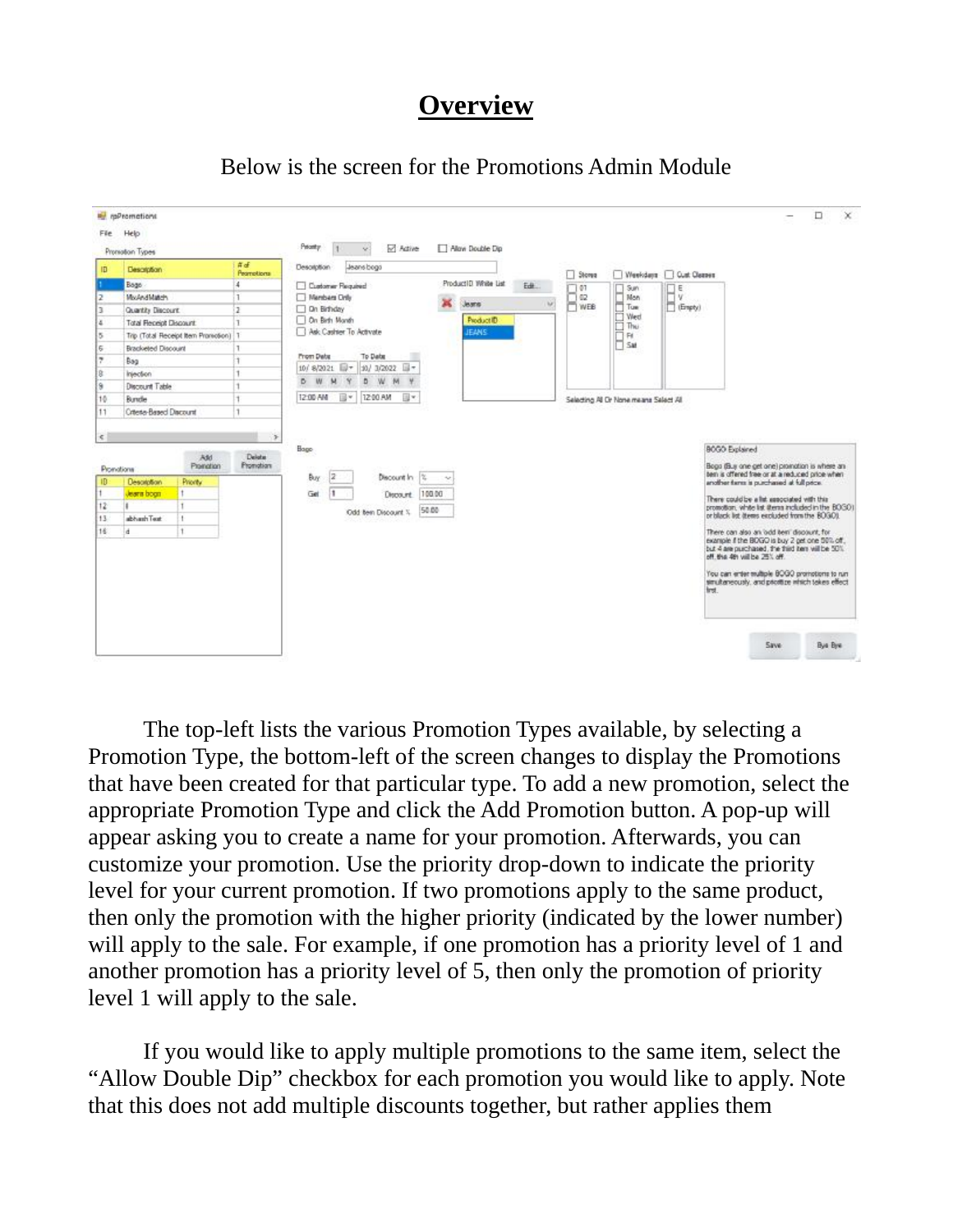# Overview

Below is the screen for the Promotions Admin Module

The top-left lists the various Promotion Types available, by selecting a Promotion Type, the bottom-left of the screen changes to display the Promotions that have been created for that particular type. To add a new promotion, select the appropriate Promotion Type and click the Add Promotion button. A pop-up will appear asking you to create a name for your promotion. Afterwards, you can customize your promotion. Use the priority drop-down to indicate the priority level for your current promotion. If two promotions apply to the same product, then only the promotion with the higher priority (indicated by the lower number) will apply to the sale. For example, if one promotion has a priority level of 1 and another promotion has a priority level of 5, then only the promotion of priority level 1 will apply to the sale.

If you would like to apply multiple promotions to the same item, select the "Allow Double Dip" checkbox for each promotion you would like to apply. Note that this does not add multiple discounts together, but rather applies them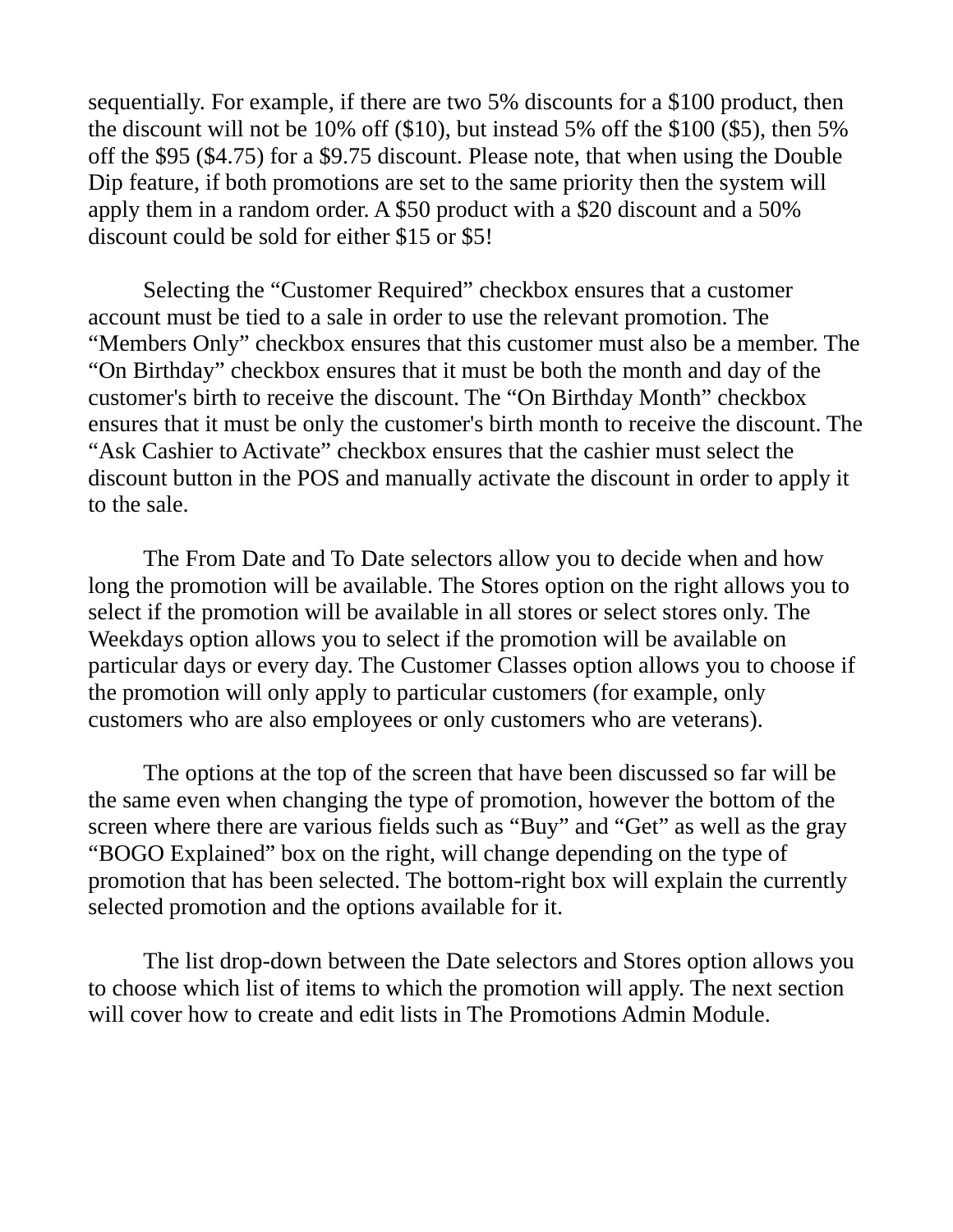sequentially. For example, if there are two 5% discounts for a $100 product, then the discount will not be 10% off ($10), but instead 5% off the $100 ($5), then 5% off the $95 ($4.75) for a $9.75 discount. Please note, that when using the Double Dip feature, if both promotions are set to the same priority then the system will apply them in a random order. A $50 product with a $20 discount and a 50% discount could be sold for either $15 or $5!

Selecting the “Customer Required” checkbox ensures that a customer account must be tied to a sale in order to use the relevant promotion. The “Members Only” checkbox ensures that this customer must also be a member. The “On Birthday” checkbox ensures that it must be both the month and day of the customer's birth to receive the discount. The “On Birthday Month” checkbox ensures that it must be only the customer's birth month to receive the discount. The “Ask Cashier to Activate” checkbox ensures that the cashier must select the discount button in the POS and manually activate the discount in order to apply it to the sale.

The From Date and To Date selectors allow you to decide when and how long the promotion will be available. The Stores option on the right allows you to select if the promotion will be available in all stores or select stores only. The Weekdays option allows you to select if the promotion will be available on particular days or every day. The Customer Classes option allows you to choose if the promotion will only apply to particular customers (for example, only customers who are also employees or only customers who are veterans).

The options at the top of the screen that have been discussed so far will be the same even when changing the type of promotion, however the bottom of the screen where there are various fields such as “Buy” and “Get” as well as the gray “BOGO Explained” box on the right, will change depending on the type of promotion that has been selected. The bottom-right box will explain the currently selected promotion and the options available for it.

The list drop-down between the Date selectors and Stores option allows you to choose which list of items to which the promotion will apply. The next section will cover how to create and edit lists in The Promotions Admin Module.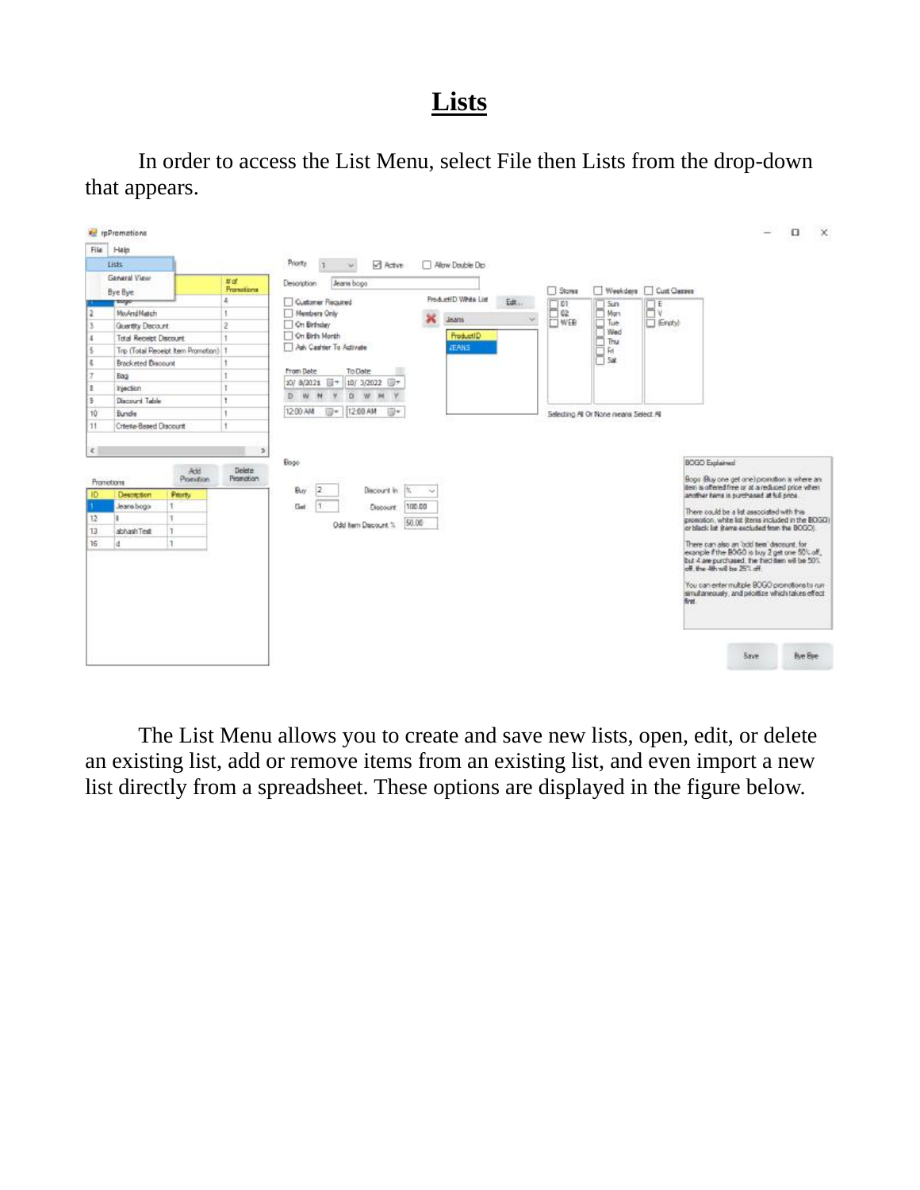# Lists

In order to access the List Menu, select File then Lists from the drop-down that appears.

The List Menu allows you to create and save new lists, open, edit, or delete an existing list, add or remove items from an existing list, and even import a new list directly from a spreadsheet. These options are displayed in the figure below.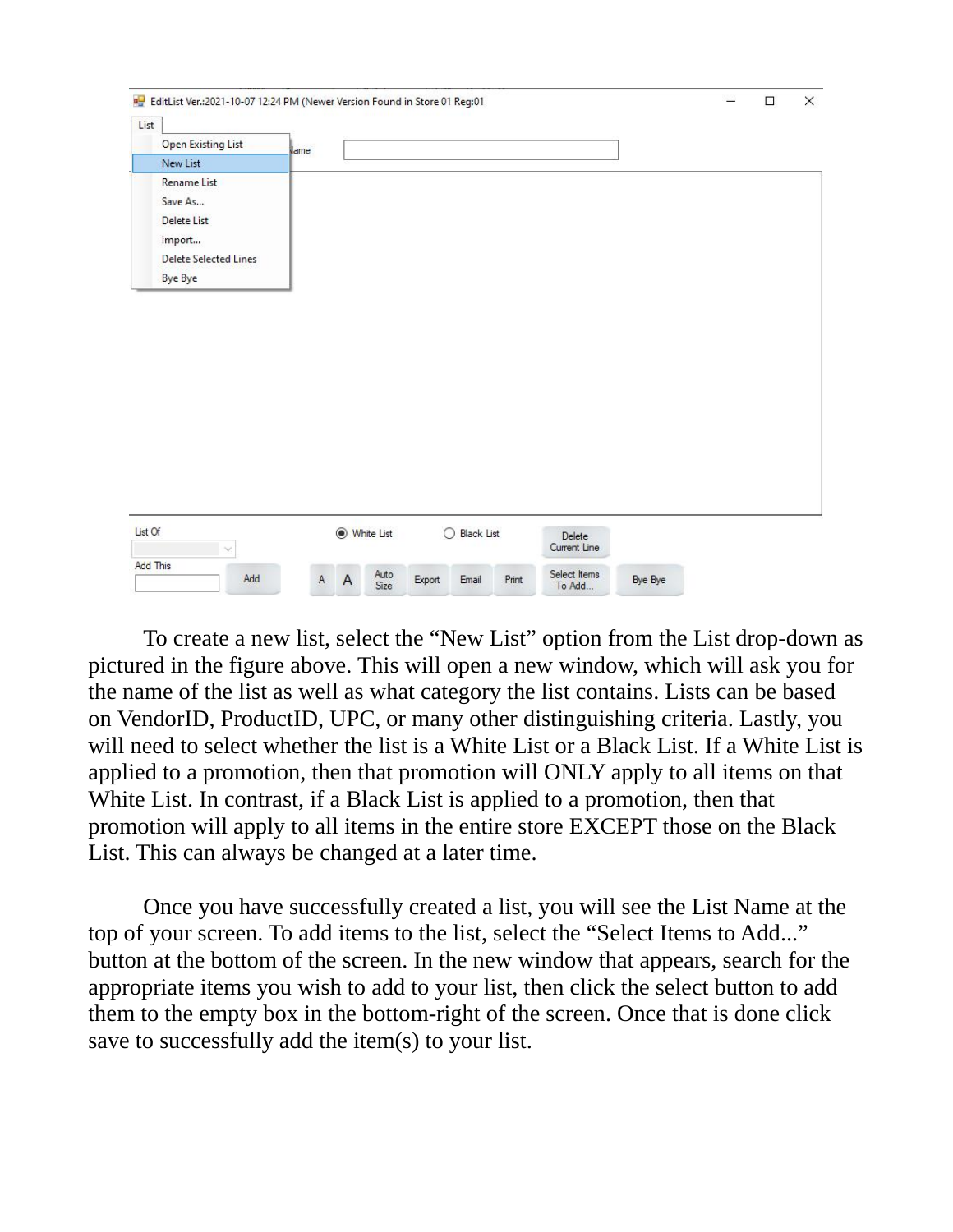To create a new list, select the "New List" option from the List drop-down as pictured in the figure above. This will open a new window, which will ask you for the name of the list as well as what category the list contains. Lists can be based on VendorID, ProductID, UPC, or many other distinguishing criteria. Lastly, you will need to select whether the list is a White List or a Black List. If a White List is applied to a promotion, then that promotion will ONLY apply to all items on that White List. In contrast, if a Black List is applied to a promotion, then that promotion will apply to all items in the entire store EXCEPT those on the Black List. This can always be changed at a later time.

Once you have successfully created a list, you will see the List Name at the top of your screen. To add items to the list, select the "Select Items to Add..." button at the bottom of the screen. In the new window that appears, search for the appropriate items you wish to add to your list, then click the select button to add them to the empty box in the bottom-right of the screen. Once that is done click save to successfully add the item(s) to your list.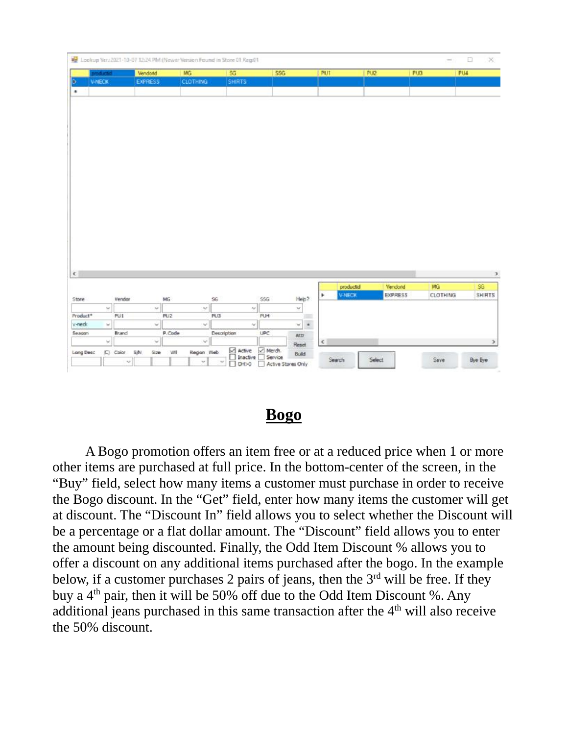# **Bogo**

A Bogo promotion offers an item free or at a reduced price when 1 or more other items are purchased at full price. In the bottom-center of the screen, in the "Buy" field, select how many items a customer must purchase in order to receive the Bogo discount. In the "Get" field, enter how many items the customer will get at discount. The "Discount In" field allows you to select whether the Discount will be a percentage or a flat dollar amount. The "Discount" field allows you to enter the amount being discounted. Finally, the Odd Item Discount % allows you to offer a discount on any additional items purchased after the bogo. In the example below, if a customer purchases 2 pairs of jeans, then the 3rd will be free. If they buy a 4th pair, then it will be 50% off due to the Odd Item Discount %. Any additional jeans purchased in this same transaction after the 4th will also receive the 50% discount.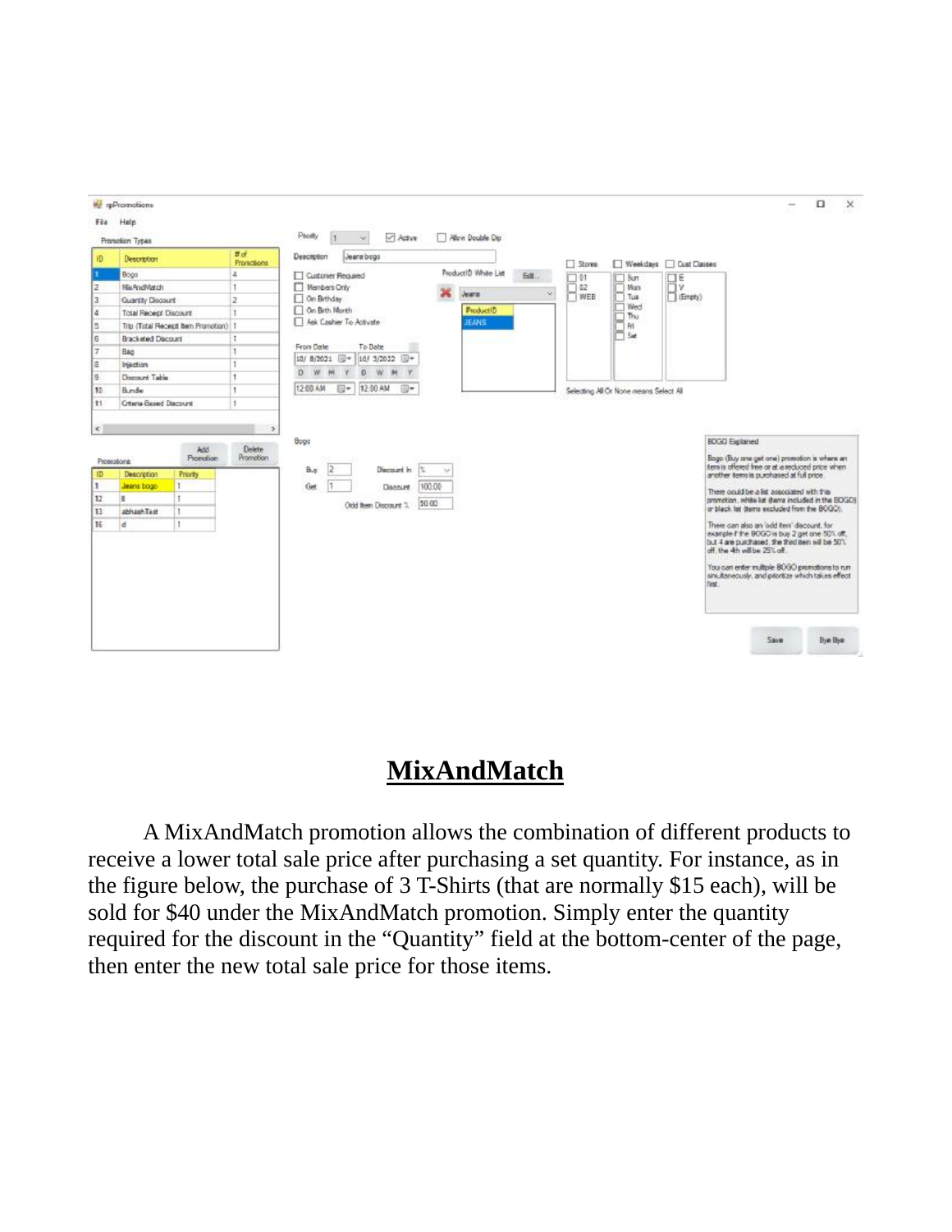## MixAndMatch

A MixAndMatch promotion allows the combination of different products to receive a lower total sale price after purchasing a set quantity. For instance, as in the figure below, the purchase of 3 T-Shirts (that are normally $15 each), will be sold for $40 under the MixAndMatch promotion. Simply enter the quantity required for the discount in the "Quantity" field at the bottom-center of the page, then enter the new total sale price for those items.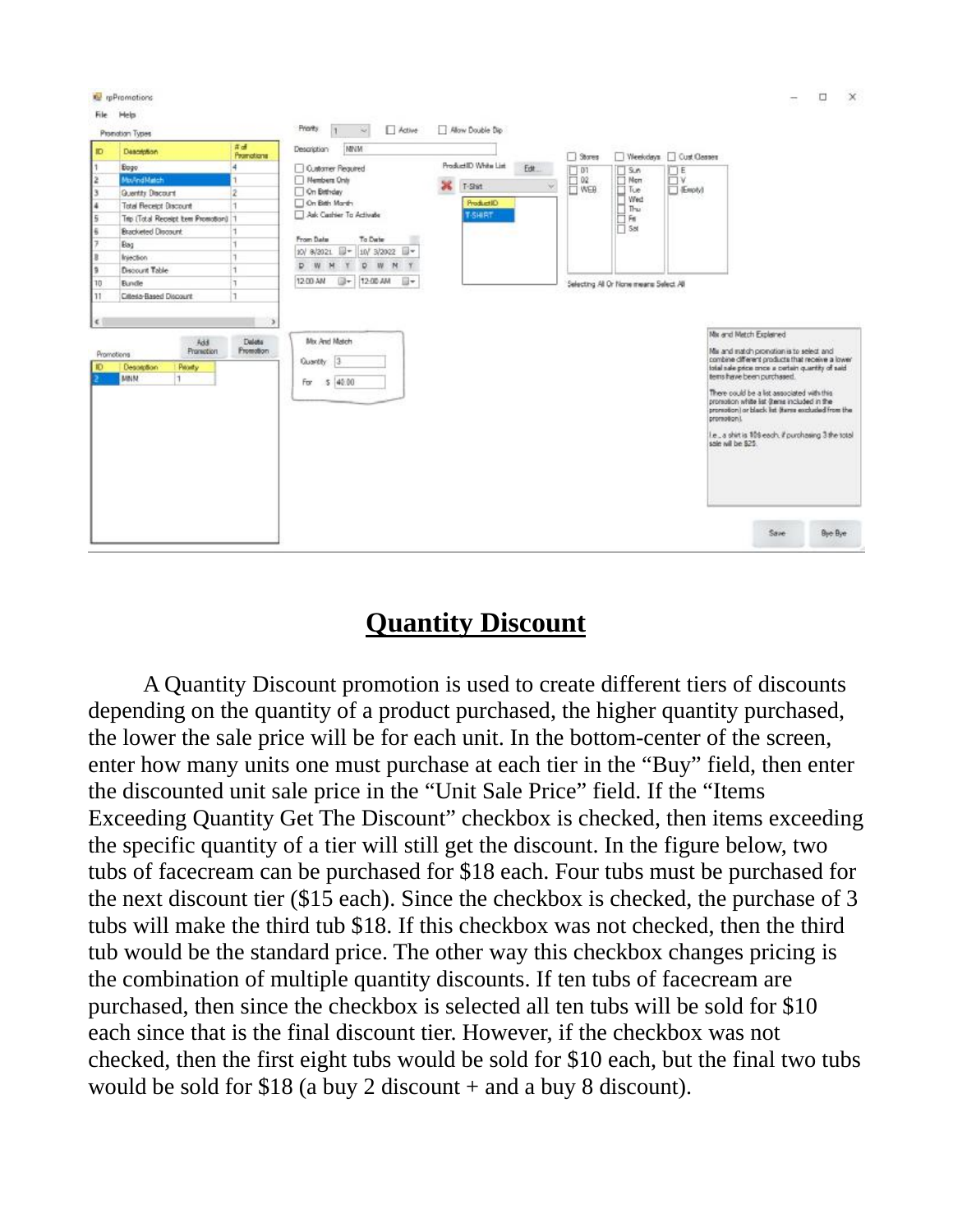## Quantity Discount

A Quantity Discount promotion is used to create different tiers of discounts depending on the quantity of a product purchased, the higher quantity purchased, the lower the sale price will be for each unit. In the bottom-center of the screen, enter how many units one must purchase at each tier in the "Buy" field, then enter the discounted unit sale price in the "Unit Sale Price" field. If the "Items Exceeding Quantity Get The Discount" checkbox is checked, then items exceeding the specific quantity of a tier will still get the discount. In the figure below, two tubs of facecream can be purchased for $18 each. Four tubs must be purchased for the next discount tier ($15 each). Since the checkbox is checked, the purchase of 3 tubs will make the third tub $18. If this checkbox was not checked, then the third tub would be the standard price. The other way this checkbox changes pricing is the combination of multiple quantity discounts. If ten tubs of facecream are purchased, then since the checkbox is selected all ten tubs will be sold for $10 each since that is the final discount tier. However, if the checkbox was not checked, then the first eight tubs would be sold for $10 each, but the final two tubs would be sold for $18 (a buy 2 discount + and a buy 8 discount).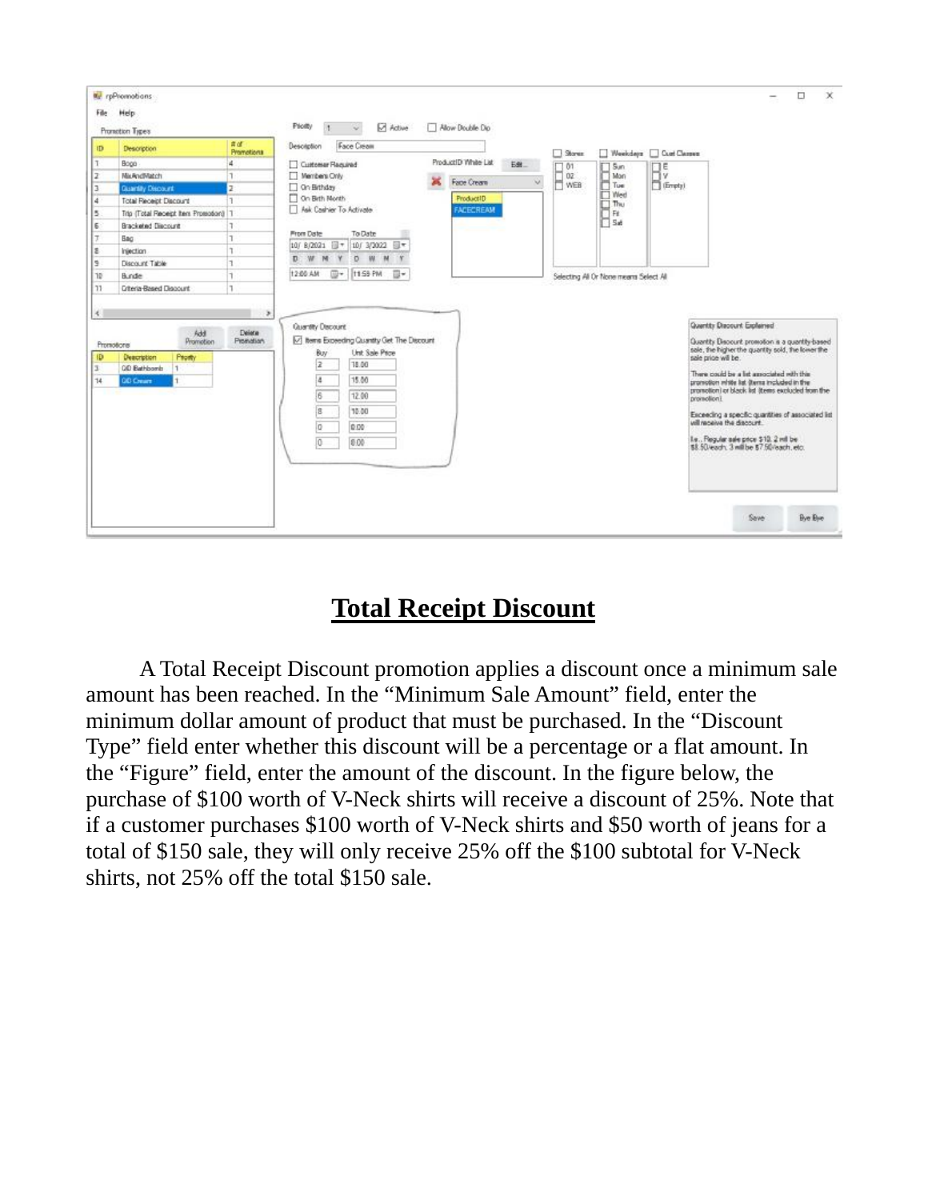## Total Receipt Discount

A Total Receipt Discount promotion applies a discount once a minimum sale amount has been reached. In the “Minimum Sale Amount” field, enter the minimum dollar amount of product that must be purchased. In the “Discount Type” field enter whether this discount will be a percentage or a flat amount. In the “Figure” field, enter the amount of the discount. In the figure below, the purchase of $100 worth of V-Neck shirts will receive a discount of 25%. Note that if a customer purchases $100 worth of V-Neck shirts and $50 worth of jeans for a total of $150 sale, they will only receive 25% off the $100 subtotal for V-Neck shirts, not 25% off the total $150 sale.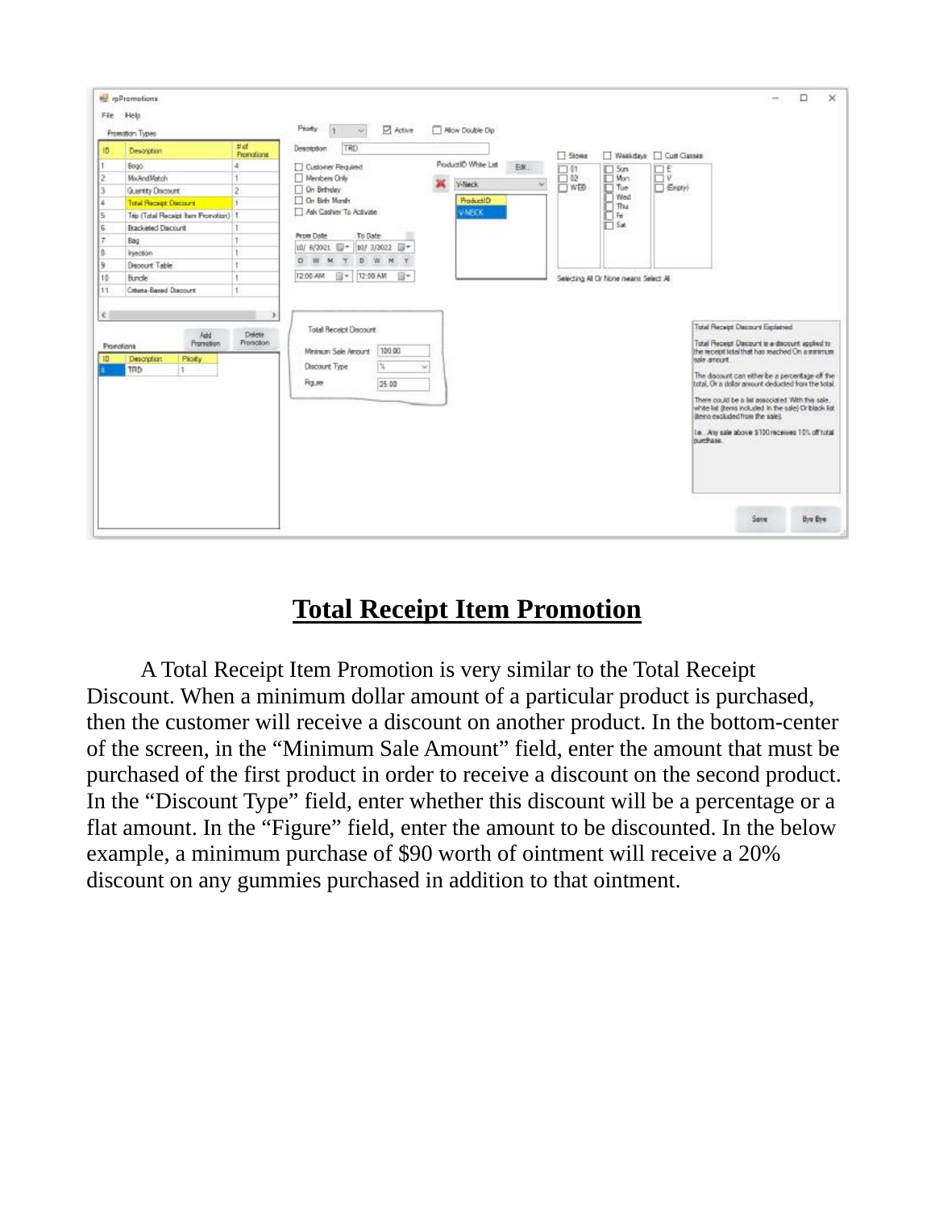## Total Receipt Item Promotion

A Total Receipt Item Promotion is very similar to the Total Receipt Discount. When a minimum dollar amount of a particular product is purchased, then the customer will receive a discount on another product. In the bottom-center of the screen, in the “Minimum Sale Amount” field, enter the amount that must be purchased of the first product in order to receive a discount on the second product. In the “Discount Type” field, enter whether this discount will be a percentage or a flat amount. In the “Figure” field, enter the amount to be discounted. In the below example, a minimum purchase of $90 worth of ointment will receive a 20% discount on any gummies purchased in addition to that ointment.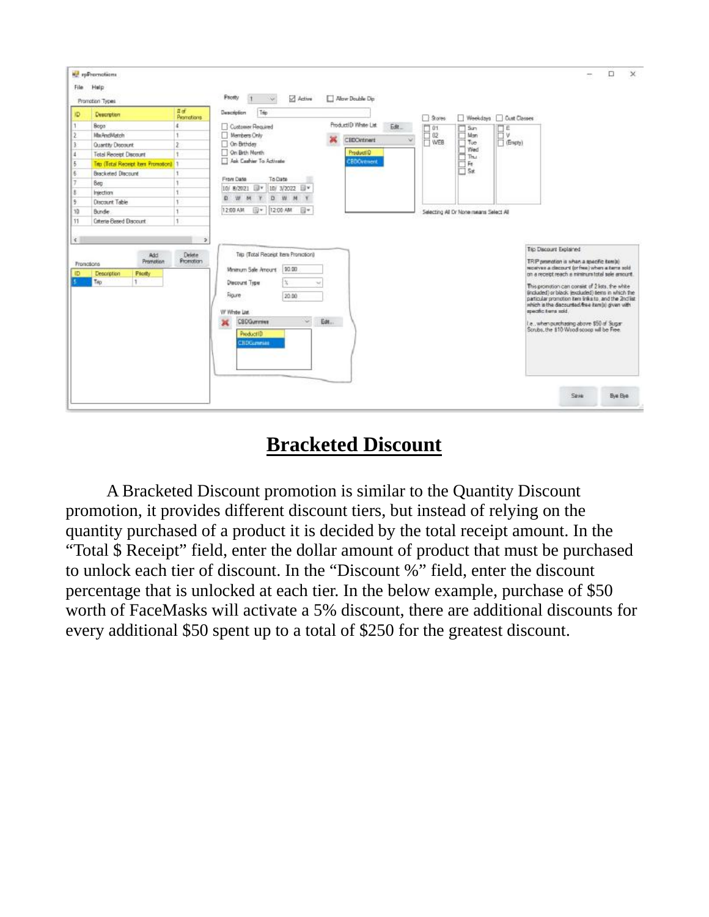## Bracketed Discount

A Bracketed Discount promotion is similar to the Quantity Discount promotion, it provides different discount tiers, but instead of relying on the quantity purchased of a product it is decided by the total receipt amount. In the "Total $ Receipt" field, enter the dollar amount of product that must be purchased to unlock each tier of discount. In the "Discount %" field, enter the discount percentage that is unlocked at each tier. In the below example, purchase of $50 worth of FaceMasks will activate a 5% discount, there are additional discounts for every additional $50 spent up to a total of $250 for the greatest discount.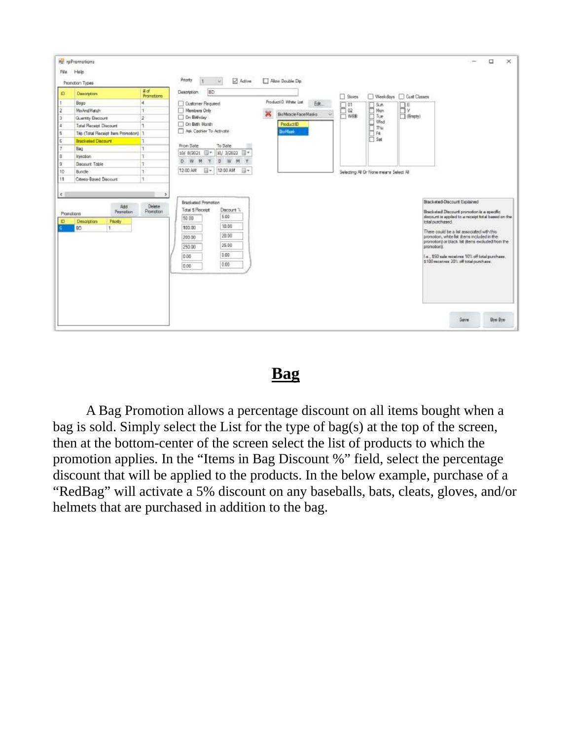## Bag

A Bag Promotion allows a percentage discount on all items bought when a bag is sold. Simply select the List for the type of bag(s) at the top of the screen, then at the bottom-center of the screen select the list of products to which the promotion applies. In the "Items in Bag Discount %" field, select the percentage discount that will be applied to the products. In the below example, purchase of a "RedBag" will activate a 5% discount on any baseballs, bats, cleats, gloves, and/or helmets that are purchased in addition to the bag.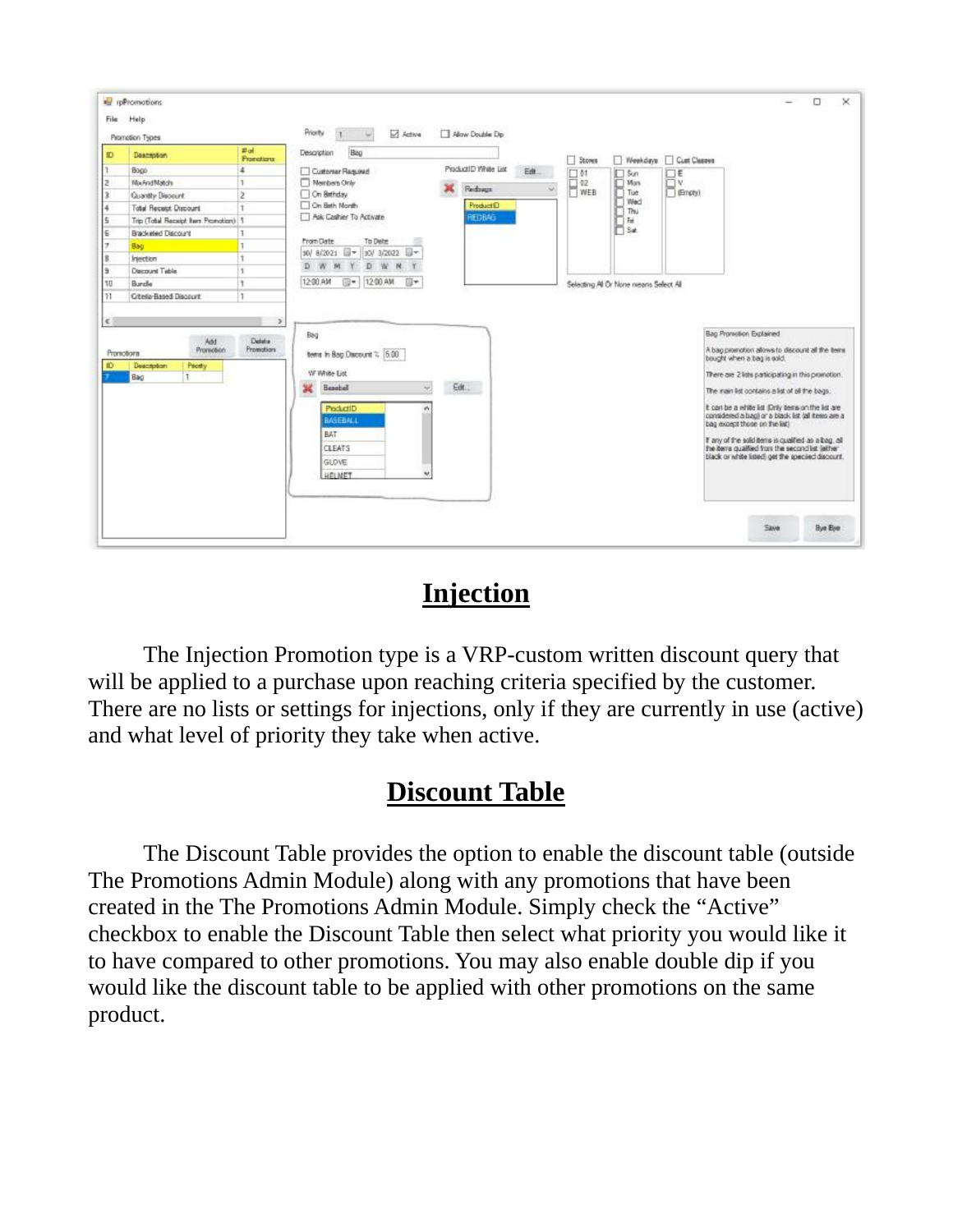## Injection

The Injection Promotion type is a VRP-custom written discount query that will be applied to a purchase upon reaching criteria specified by the customer. There are no lists or settings for injections, only if they are currently in use (active) and what level of priority they take when active.

## Discount Table

The Discount Table provides the option to enable the discount table (outside The Promotions Admin Module) along with any promotions that have been created in the The Promotions Admin Module. Simply check the "Active" checkbox to enable the Discount Table then select what priority you would like it to have compared to other promotions. You may also enable double dip if you would like the discount table to be applied with other promotions on the same product.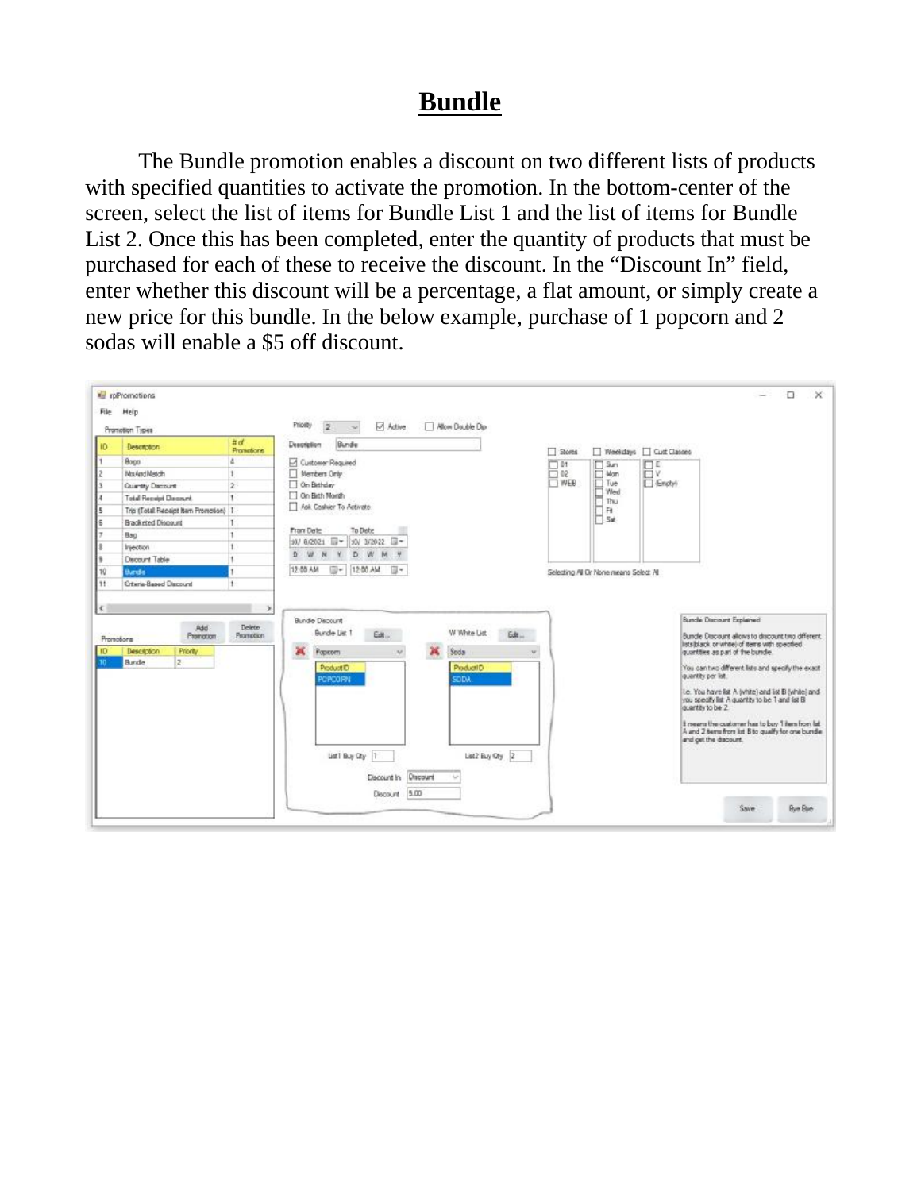# Bundle

The Bundle promotion enables a discount on two different lists of products with specified quantities to activate the promotion. In the bottom-center of the screen, select the list of items for Bundle List 1 and the list of items for Bundle List 2. Once this has been completed, enter the quantity of products that must be purchased for each of these to receive the discount. In the “Discount In” field, enter whether this discount will be a percentage, a flat amount, or simply create a new price for this bundle. In the below example, purchase of 1 popcorn and 2 sodas will enable a $5 off discount.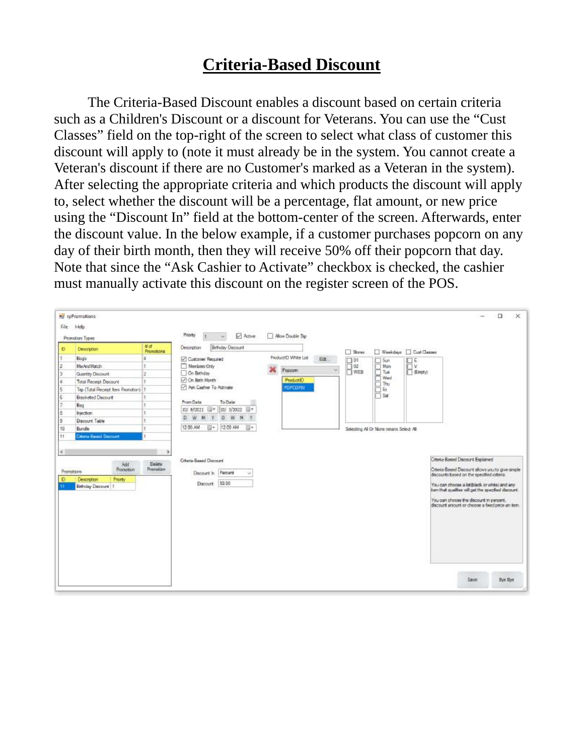# Criteria-Based Discount

The Criteria-Based Discount enables a discount based on certain criteria such as a Children's Discount or a discount for Veterans. You can use the "Cust Classes" field on the top-right of the screen to select what class of customer this discount will apply to (note it must already be in the system. You cannot create a Veteran's discount if there are no Customer's marked as a Veteran in the system). After selecting the appropriate criteria and which products the discount will apply to, select whether the discount will be a percentage, flat amount, or new price using the "Discount In" field at the bottom-center of the screen. Afterwards, enter the discount value. In the below example, if a customer purchases popcorn on any day of their birth month, then they will receive 50% off their popcorn that day. Note that since the "Ask Cashier to Activate" checkbox is checked, the cashier must manually activate this discount on the register screen of the POS.